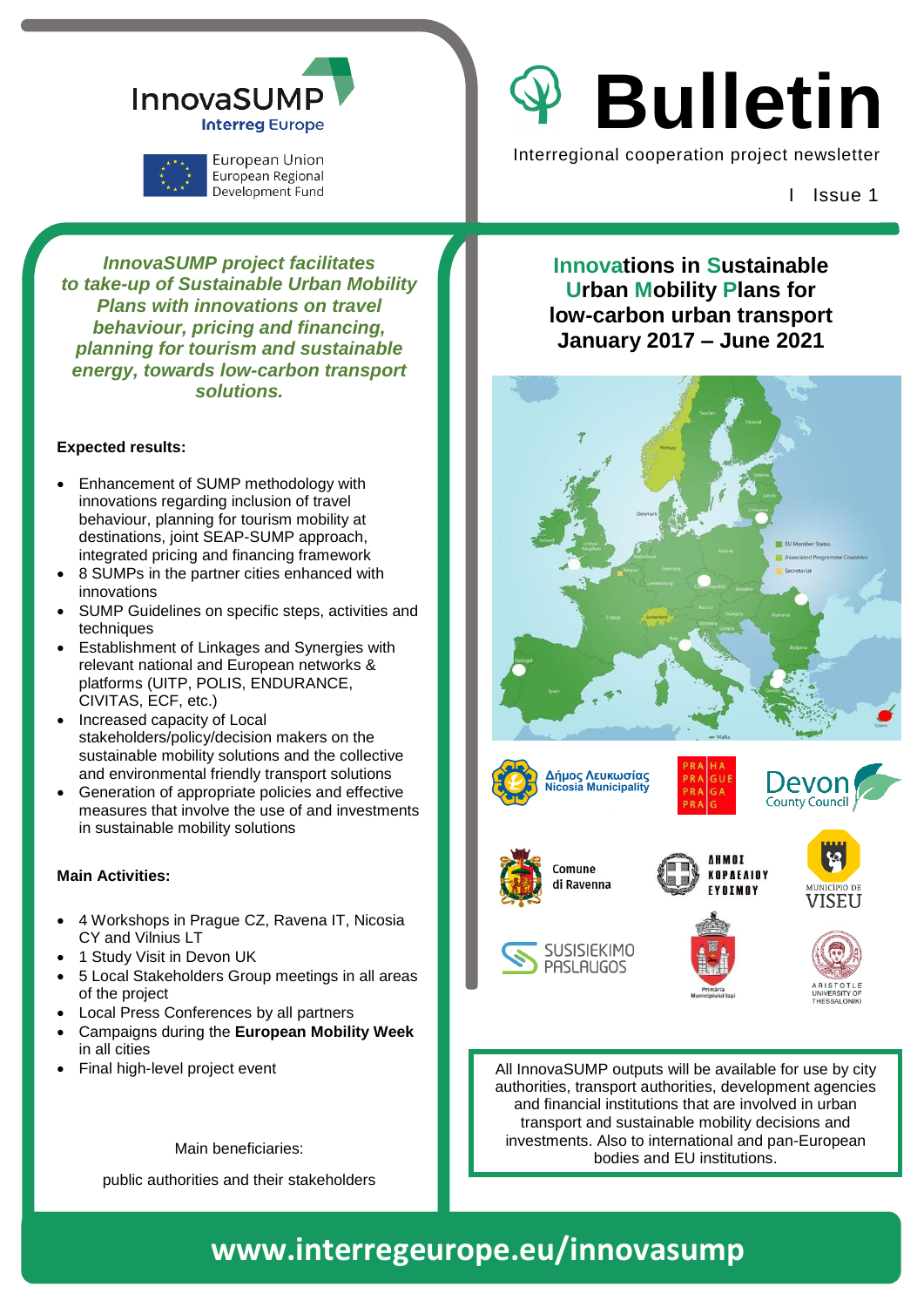InnovaSUMP
Interreg Europe

European Union
European Regional
Development Fund

# Bulletin

Interregional cooperation project newsletter

I Issue 1

***InnovaSUMP project facilitates to take-up of Sustainable Urban Mobility Plans with innovations on travel behaviour, pricing and financing, planning for tourism and sustainable energy, towards low-carbon transport solutions.***

**Expected results:**

- Enhancement of SUMP methodology with innovations regarding inclusion of travel behaviour, planning for tourism mobility at destinations, joint SEAP-SUMP approach, integrated pricing and financing framework
- 8 SUMPs in the partner cities enhanced with innovations
- SUMP Guidelines on specific steps, activities and techniques
- Establishment of Linkages and Synergies with relevant national and European networks & platforms (UITP, POLIS, ENDURANCE, CIVITAS, ECF, etc.)
- Increased capacity of Local stakeholders/policy/decision makers on the sustainable mobility solutions and the collective and environmental friendly transport solutions
- Generation of appropriate policies and effective measures that involve the use of and investments in sustainable mobility solutions

**Main Activities:**

- 4 Workshops in Prague CZ, Ravena IT, Nicosia CY and Vilnius LT
- 1 Study Visit in Devon UK
- 5 Local Stakeholders Group meetings in all areas of the project
- Local Press Conferences by all partners
- Campaigns during the **European Mobility Week** in all cities
- Final high-level project event

Main beneficiaries:

public authorities and their stakeholders

## Innovations in Sustainable Urban Mobility Plans for low-carbon urban transport January 2017 – June 2021

Δήμος Λευκωσίας Nicosia Municipality · PRAHA PRAGUE PRAGA PRAG · Devon County Council · Comune di Ravenna · ΔΗΜΟΣ ΚΟΡΔΕΛΙΟΥ ΕΥΟΣΜΟΥ · Município de Viseu · SUSISIEKIMO PASLAUGOS · Primăria Municipiului Iași · Aristotle University of Thessaloniki

All InnovaSUMP outputs will be available for use by city authorities, transport authorities, development agencies and financial institutions that are involved in urban transport and sustainable mobility decisions and investments. Also to international and pan-European bodies and EU institutions.

**www.interregeurope.eu/innovasump**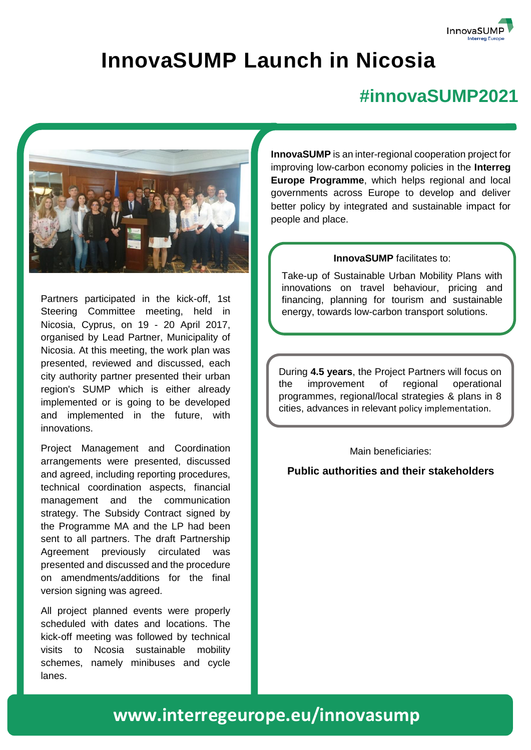# InnovaSUMP Launch in Nicosia

## #innovaSUMP2021

Partners participated in the kick-off, 1st Steering Committee meeting, held in Nicosia, Cyprus, on 19 - 20 April 2017, organised by Lead Partner, Municipality of Nicosia. At this meeting, the work plan was presented, reviewed and discussed, each city authority partner presented their urban region's SUMP which is either already implemented or is going to be developed and implemented in the future, with innovations.

Project Management and Coordination arrangements were presented, discussed and agreed, including reporting procedures, technical coordination aspects, financial management and the communication strategy. The Subsidy Contract signed by the Programme MA and the LP had been sent to all partners. The draft Partnership Agreement previously circulated was presented and discussed and the procedure on amendments/additions for the final version signing was agreed.

All project planned events were properly scheduled with dates and locations. The kick-off meeting was followed by technical visits to Ncosia sustainable mobility schemes, namely minibuses and cycle lanes.

**InnovaSUMP** is an inter-regional cooperation project for improving low-carbon economy policies in the **Interreg Europe Programme**, which helps regional and local governments across Europe to develop and deliver better policy by integrated and sustainable impact for people and place.

**InnovaSUMP** facilitates to:

Take-up of Sustainable Urban Mobility Plans with innovations on travel behaviour, pricing and financing, planning for tourism and sustainable energy, towards low-carbon transport solutions.

During **4.5 years**, the Project Partners will focus on the improvement of regional operational programmes, regional/local strategies & plans in 8 cities, advances in relevant policy implementation.

Main beneficiaries:

**Public authorities and their stakeholders**

**www.interregeurope.eu/innovasump**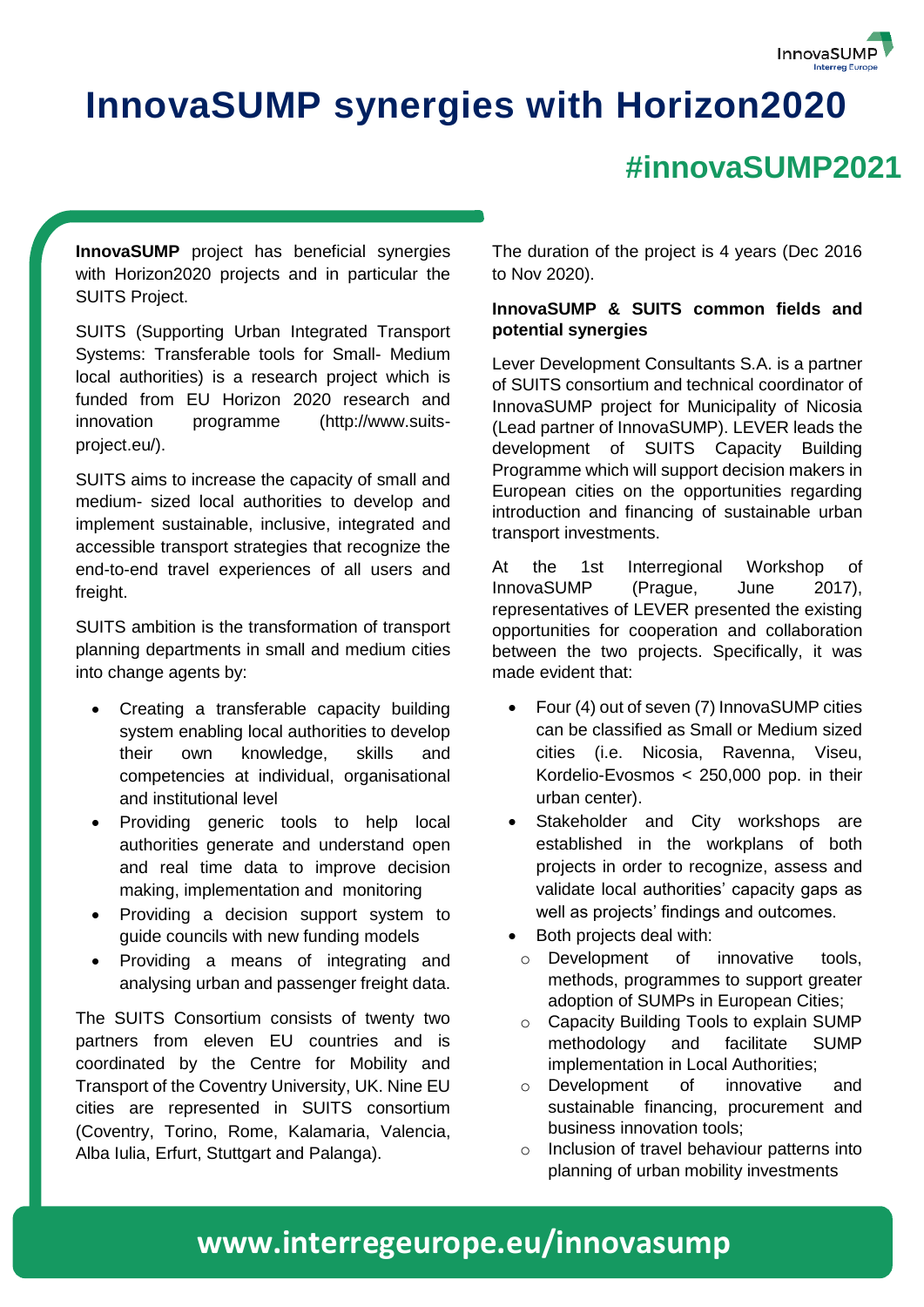# InnovaSUMP synergies with Horizon2020

## #innovaSUMP2021

**InnovaSUMP** project has beneficial synergies with Horizon2020 projects and in particular the SUITS Project.

SUITS (Supporting Urban Integrated Transport Systems: Transferable tools for Small- Medium local authorities) is a research project which is funded from EU Horizon 2020 research and innovation programme (http://www.suits-project.eu/).

SUITS aims to increase the capacity of small and medium- sized local authorities to develop and implement sustainable, inclusive, integrated and accessible transport strategies that recognize the end-to-end travel experiences of all users and freight.

SUITS ambition is the transformation of transport planning departments in small and medium cities into change agents by:

- Creating a transferable capacity building system enabling local authorities to develop their own knowledge, skills and competencies at individual, organisational and institutional level
- Providing generic tools to help local authorities generate and understand open and real time data to improve decision making, implementation and monitoring
- Providing a decision support system to guide councils with new funding models
- Providing a means of integrating and analysing urban and passenger freight data.

The SUITS Consortium consists of twenty two partners from eleven EU countries and is coordinated by the Centre for Mobility and Transport of the Coventry University, UK. Nine EU cities are represented in SUITS consortium (Coventry, Torino, Rome, Kalamaria, Valencia, Alba Iulia, Erfurt, Stuttgart and Palanga).

The duration of the project is 4 years (Dec 2016 to Nov 2020).

**InnovaSUMP & SUITS common fields and potential synergies**

Lever Development Consultants S.A. is a partner of SUITS consortium and technical coordinator of InnovaSUMP project for Municipality of Nicosia (Lead partner of InnovaSUMP). LEVER leads the development of SUITS Capacity Building Programme which will support decision makers in European cities on the opportunities regarding introduction and financing of sustainable urban transport investments.

At the 1st Interregional Workshop of InnovaSUMP (Prague, June 2017), representatives of LEVER presented the existing opportunities for cooperation and collaboration between the two projects. Specifically, it was made evident that:

- Four (4) out of seven (7) InnovaSUMP cities can be classified as Small or Medium sized cities (i.e. Nicosia, Ravenna, Viseu, Kordelio-Evosmos < 250,000 pop. in their urban center).
- Stakeholder and City workshops are established in the workplans of both projects in order to recognize, assess and validate local authorities' capacity gaps as well as projects' findings and outcomes.
- Both projects deal with:
  - Development of innovative tools, methods, programmes to support greater adoption of SUMPs in European Cities;
  - Capacity Building Tools to explain SUMP methodology and facilitate SUMP implementation in Local Authorities;
  - Development of innovative and sustainable financing, procurement and business innovation tools;
  - Inclusion of travel behaviour patterns into planning of urban mobility investments

**www.interregeurope.eu/innovasump**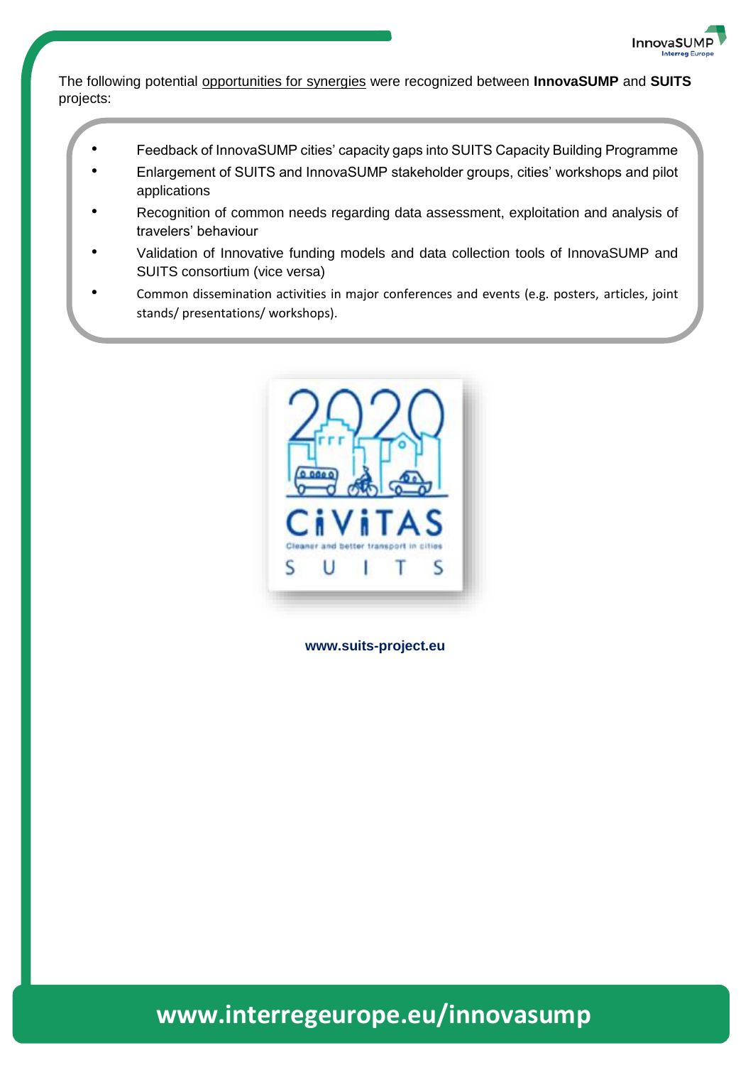The following potential opportunities for synergies were recognized between **InnovaSUMP** and **SUITS** projects:

- Feedback of InnovaSUMP cities' capacity gaps into SUITS Capacity Building Programme
- Enlargement of SUITS and InnovaSUMP stakeholder groups, cities' workshops and pilot applications
- Recognition of common needs regarding data assessment, exploitation and analysis of travelers' behaviour
- Validation of Innovative funding models and data collection tools of InnovaSUMP and SUITS consortium (vice versa)
- Common dissemination activities in major conferences and events (e.g. posters, articles, joint stands/ presentations/ workshops).

**www.suits-project.eu**

**www.interregeurope.eu/innovasump**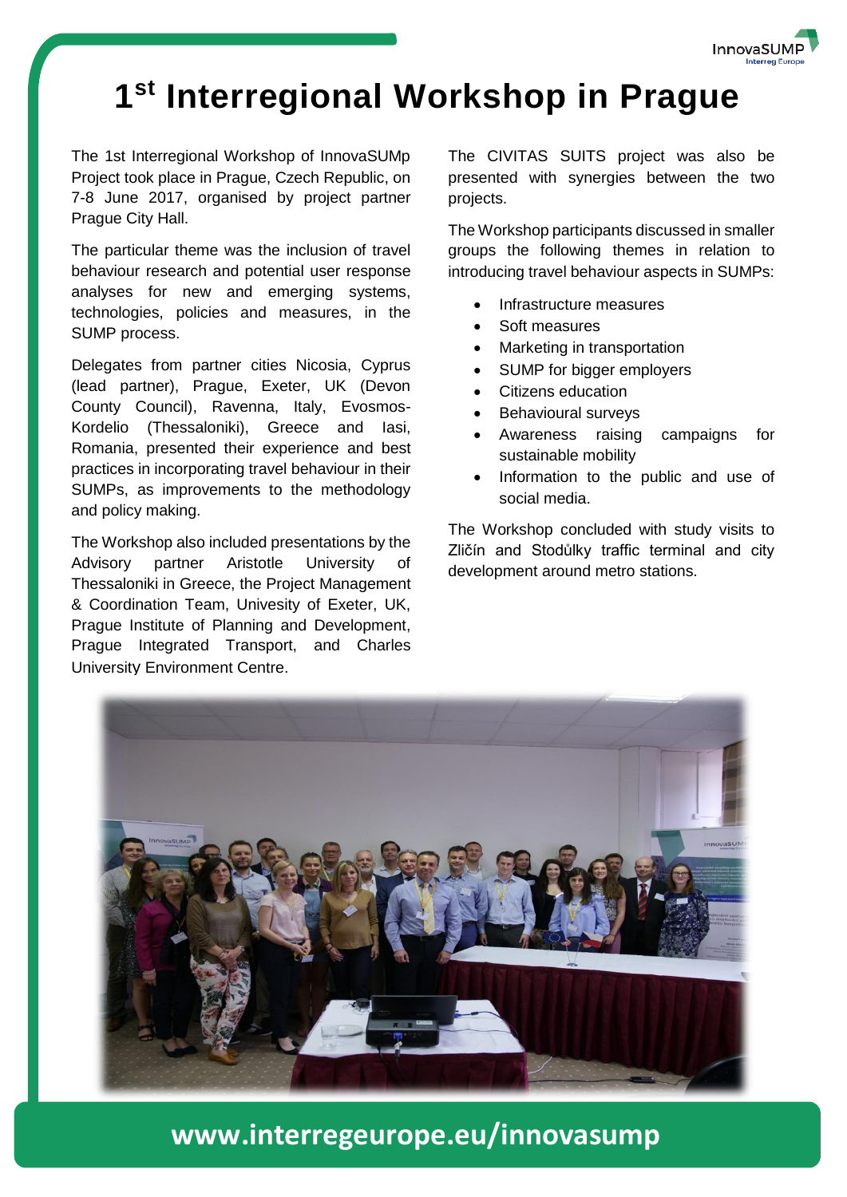# 1[st] Interregional Workshop in Prague

The 1st Interregional Workshop of InnovaSUMp Project took place in Prague, Czech Republic, on 7-8 June 2017, organised by project partner Prague City Hall.

The particular theme was the inclusion of travel behaviour research and potential user response analyses for new and emerging systems, technologies, policies and measures, in the SUMP process.

Delegates from partner cities Nicosia, Cyprus (lead partner), Prague, Exeter, UK (Devon County Council), Ravenna, Italy, Evosmos-Kordelio (Thessaloniki), Greece and Iasi, Romania, presented their experience and best practices in incorporating travel behaviour in their SUMPs, as improvements to the methodology and policy making.

The Workshop also included presentations by the Advisory partner Aristotle University of Thessaloniki in Greece, the Project Management & Coordination Team, Univesity of Exeter, UK, Prague Institute of Planning and Development, Prague Integrated Transport, and Charles University Environment Centre.

The CIVITAS SUITS project was also be presented with synergies between the two projects.

The Workshop participants discussed in smaller groups the following themes in relation to introducing travel behaviour aspects in SUMPs:

- Infrastructure measures
- Soft measures
- Marketing in transportation
- SUMP for bigger employers
- Citizens education
- Behavioural surveys
- Awareness raising campaigns for sustainable mobility
- Information to the public and use of social media.

The Workshop concluded with study visits to Zličín and Stodůlky traffic terminal and city development around metro stations.

**www.interregeurope.eu/innovasump**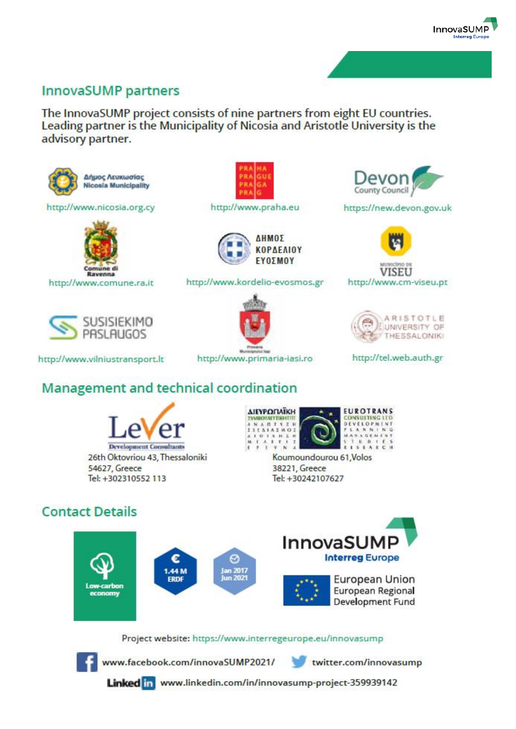## InnovaSUMP partners

The InnovaSUMP project consists of nine partners from eight EU countries. Leading partner is the Municipality of Nicosia and Aristotle University is the advisory partner.

Δήμος Λευκωσίας Nicosia Municipality
http://www.nicosia.org.cy

PRAHA PRAGUE PRAGA PRAG
http://www.praha.eu

Devon County Council
https://new.devon.gov.uk

Comune di Ravenna
http://www.comune.ra.it

ΔΗΜΟΣ ΚΟΡΔΕΛΙΟΥ ΕΥΟΣΜΟΥ
http://www.kordelio-evosmos.gr

MUNICÍPIO DE VISEU
http://www.cm-viseu.pt

SUSISIEKIMO PASLAUGOS
http://www.vilniustransport.lt

Primăria Municipiului Iași
http://www.primaria-iasi.ro

ARISTOTLE UNIVERSITY OF THESSALONIKI
http://tel.web.auth.gr

## Management and technical coordination

Lever Development Consultants
26th Oktovriou 43, Thessaloniki
54627, Greece
Tel: +302310552 113

ΔΙΕΥΡΩΠΑΪΚΗ ΣΥΜΒΟΥΛΕΥΤΙΚΗ ΕΠΕ – EUROTRANS CONSULTING LTD
Koumoundourou 61, Volos
38221, Greece
Tel: +30242107627

## Contact Details

Low-carbon economy

1.44 M ERDF

Jan 2017 Jun 2021

InnovaSUMP Interreg Europe

European Union European Regional Development Fund

Project website: https://www.interregeurope.eu/innovasump

www.facebook.com/innovaSUMP2021/

twitter.com/innovasump

LinkedIn www.linkedin.com/in/innovasump-project-359939142